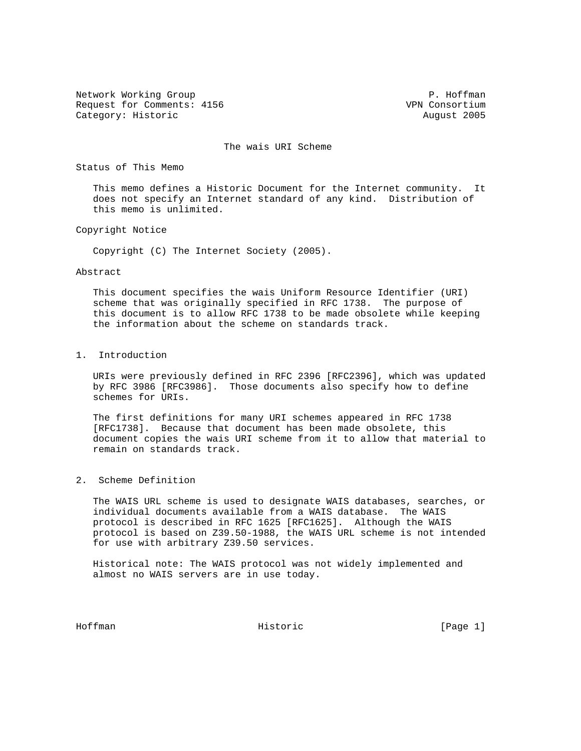Network Working Group P. Hoffman
Request for Comments: 4156 VPN Consortium
Category: Historic August 2005

# The wais URI Scheme

## Status of This Memo

This memo defines a Historic Document for the Internet community. It does not specify an Internet standard of any kind. Distribution of this memo is unlimited.

## Copyright Notice

Copyright (C) The Internet Society (2005).

## Abstract

This document specifies the wais Uniform Resource Identifier (URI) scheme that was originally specified in RFC 1738. The purpose of this document is to allow RFC 1738 to be made obsolete while keeping the information about the scheme on standards track.

## 1. Introduction

URIs were previously defined in RFC 2396 [RFC2396], which was updated by RFC 3986 [RFC3986]. Those documents also specify how to define schemes for URIs.

The first definitions for many URI schemes appeared in RFC 1738 [RFC1738]. Because that document has been made obsolete, this document copies the wais URI scheme from it to allow that material to remain on standards track.

## 2. Scheme Definition

The WAIS URL scheme is used to designate WAIS databases, searches, or individual documents available from a WAIS database. The WAIS protocol is described in RFC 1625 [RFC1625]. Although the WAIS protocol is based on Z39.50-1988, the WAIS URL scheme is not intended for use with arbitrary Z39.50 services.

Historical note: The WAIS protocol was not widely implemented and almost no WAIS servers are in use today.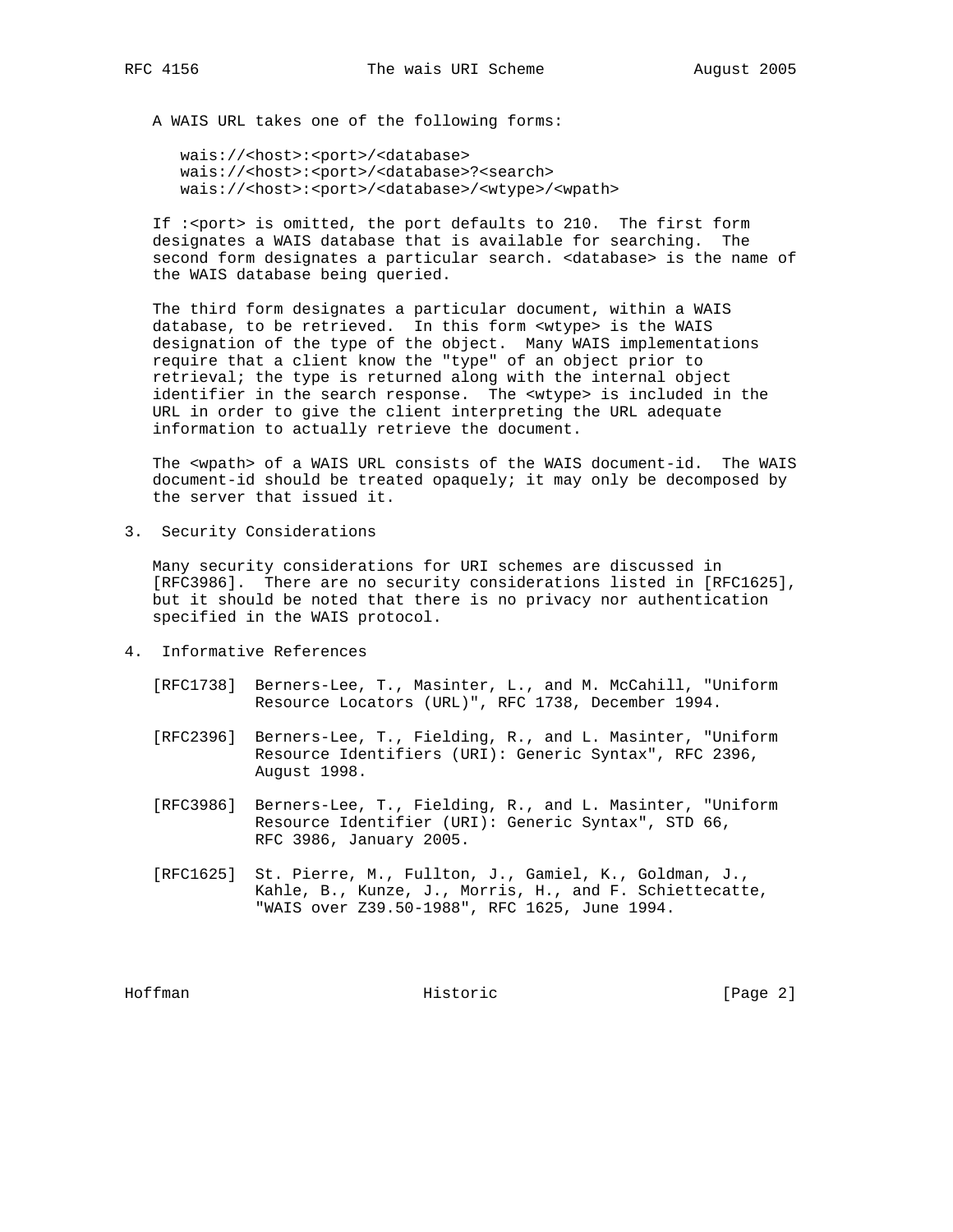A WAIS URL takes one of the following forms:

```
wais://<host>:<port>/<database>
wais://<host>:<port>/<database>?<search>
wais://<host>:<port>/<database>/<wtype>/<wpath>
```

If :<port> is omitted, the port defaults to 210. The first form designates a WAIS database that is available for searching. The second form designates a particular search. <database> is the name of the WAIS database being queried.

The third form designates a particular document, within a WAIS database, to be retrieved. In this form <wtype> is the WAIS designation of the type of the object. Many WAIS implementations require that a client know the "type" of an object prior to retrieval; the type is returned along with the internal object identifier in the search response. The <wtype> is included in the URL in order to give the client interpreting the URL adequate information to actually retrieve the document.

The <wpath> of a WAIS URL consists of the WAIS document-id. The WAIS document-id should be treated opaquely; it may only be decomposed by the server that issued it.

## 3. Security Considerations

Many security considerations for URI schemes are discussed in [RFC3986]. There are no security considerations listed in [RFC1625], but it should be noted that there is no privacy nor authentication specified in the WAIS protocol.

## 4. Informative References

[RFC1738] Berners-Lee, T., Masinter, L., and M. McCahill, "Uniform Resource Locators (URL)", RFC 1738, December 1994.

[RFC2396] Berners-Lee, T., Fielding, R., and L. Masinter, "Uniform Resource Identifiers (URI): Generic Syntax", RFC 2396, August 1998.

[RFC3986] Berners-Lee, T., Fielding, R., and L. Masinter, "Uniform Resource Identifier (URI): Generic Syntax", STD 66, RFC 3986, January 2005.

[RFC1625] St. Pierre, M., Fullton, J., Gamiel, K., Goldman, J., Kahle, B., Kunze, J., Morris, H., and F. Schiettecatte, "WAIS over Z39.50-1988", RFC 1625, June 1994.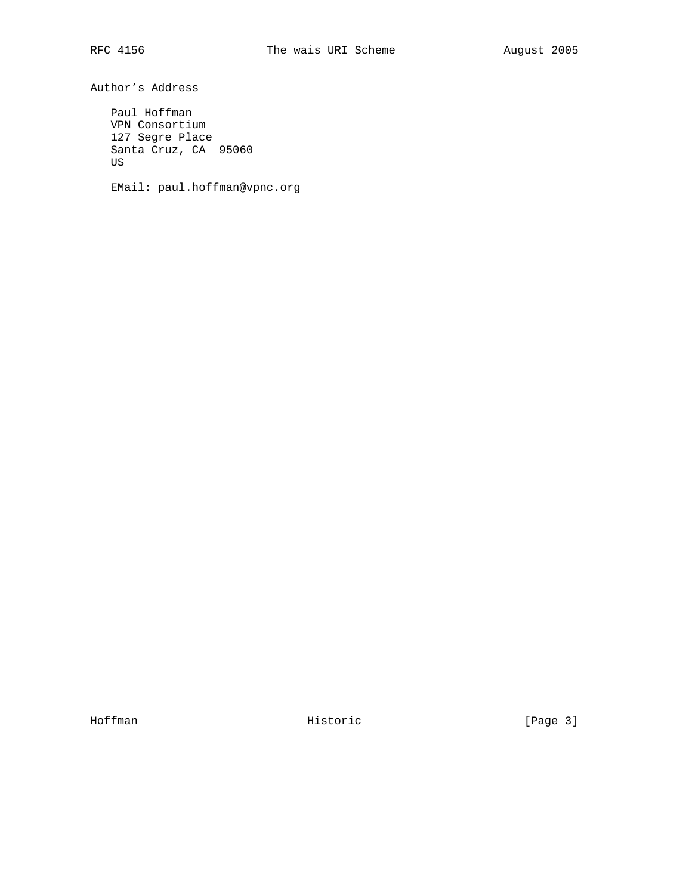## Author's Address

Paul Hoffman
VPN Consortium
127 Segre Place
Santa Cruz, CA  95060
US

EMail: paul.hoffman@vpnc.org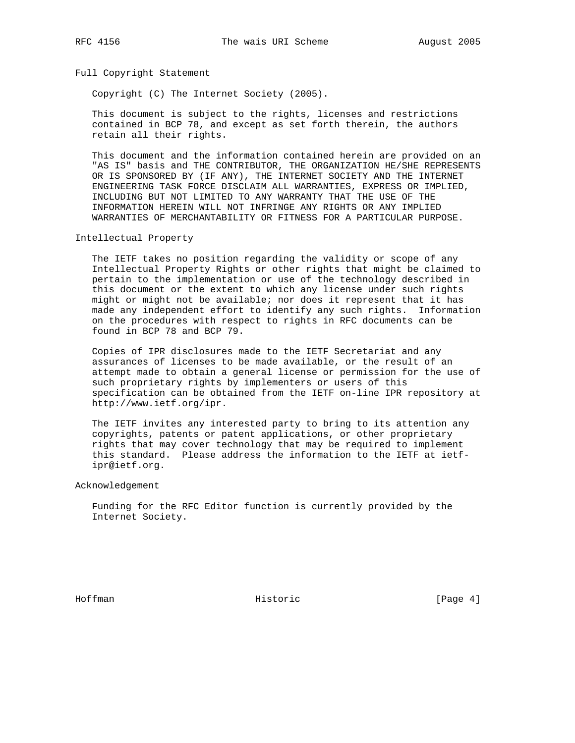## Full Copyright Statement

Copyright (C) The Internet Society (2005).

This document is subject to the rights, licenses and restrictions contained in BCP 78, and except as set forth therein, the authors retain all their rights.

This document and the information contained herein are provided on an "AS IS" basis and THE CONTRIBUTOR, THE ORGANIZATION HE/SHE REPRESENTS OR IS SPONSORED BY (IF ANY), THE INTERNET SOCIETY AND THE INTERNET ENGINEERING TASK FORCE DISCLAIM ALL WARRANTIES, EXPRESS OR IMPLIED, INCLUDING BUT NOT LIMITED TO ANY WARRANTY THAT THE USE OF THE INFORMATION HEREIN WILL NOT INFRINGE ANY RIGHTS OR ANY IMPLIED WARRANTIES OF MERCHANTABILITY OR FITNESS FOR A PARTICULAR PURPOSE.

## Intellectual Property

The IETF takes no position regarding the validity or scope of any Intellectual Property Rights or other rights that might be claimed to pertain to the implementation or use of the technology described in this document or the extent to which any license under such rights might or might not be available; nor does it represent that it has made any independent effort to identify any such rights. Information on the procedures with respect to rights in RFC documents can be found in BCP 78 and BCP 79.

Copies of IPR disclosures made to the IETF Secretariat and any assurances of licenses to be made available, or the result of an attempt made to obtain a general license or permission for the use of such proprietary rights by implementers or users of this specification can be obtained from the IETF on-line IPR repository at http://www.ietf.org/ipr.

The IETF invites any interested party to bring to its attention any copyrights, patents or patent applications, or other proprietary rights that may cover technology that may be required to implement this standard. Please address the information to the IETF at ietf-ipr@ietf.org.

## Acknowledgement

Funding for the RFC Editor function is currently provided by the Internet Society.